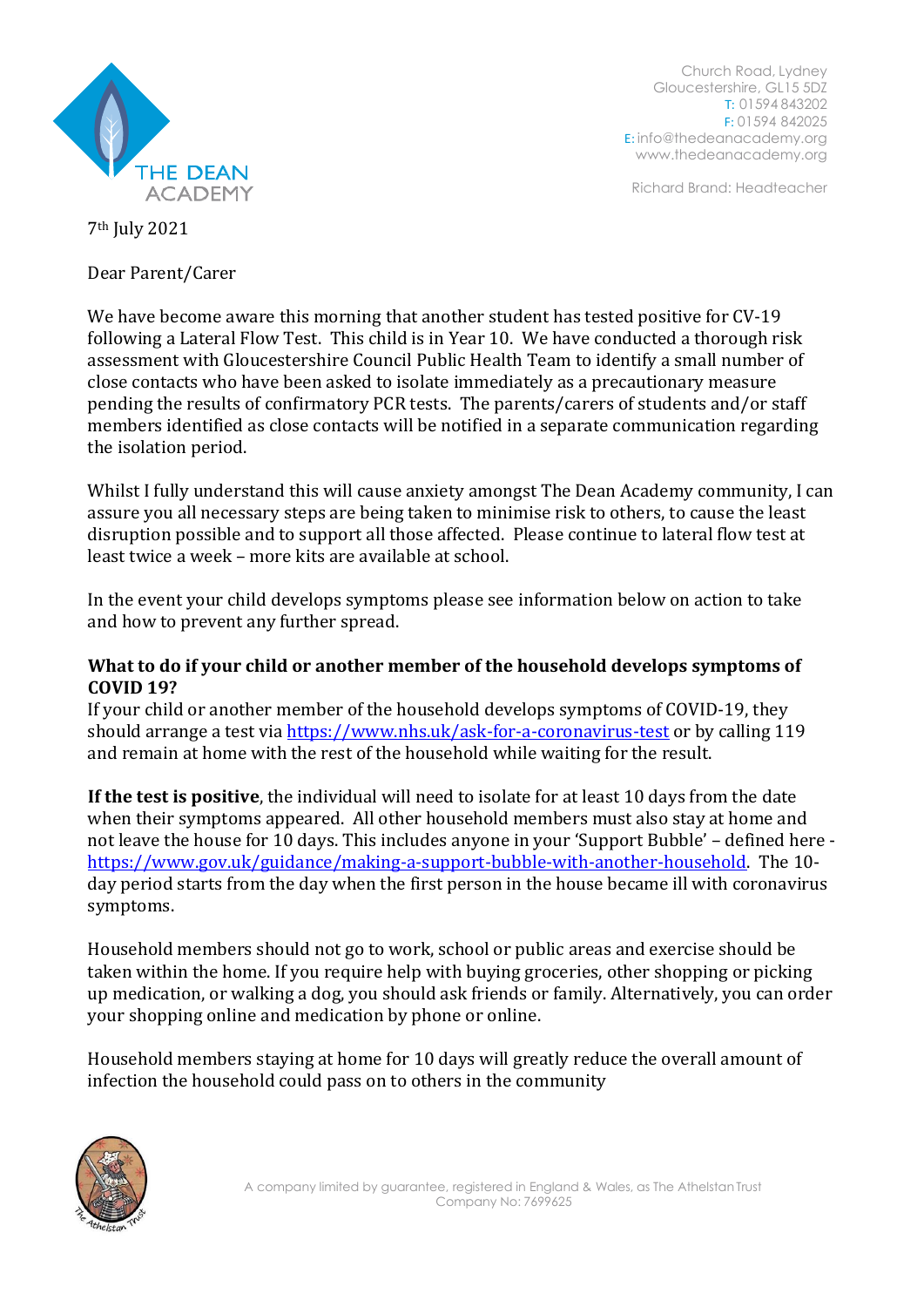THE DEAN ACADEMY

Church Road, Lydney
Gloucestershire, GL15 5DZ
T: 01594 843202
F: 01594 842025
E: info@thedeanacademy.org
www.thedeanacademy.org

Richard Brand: Headteacher

7th July 2021

Dear Parent/Carer

We have become aware this morning that another student has tested positive for CV-19 following a Lateral Flow Test. This child is in Year 10. We have conducted a thorough risk assessment with Gloucestershire Council Public Health Team to identify a small number of close contacts who have been asked to isolate immediately as a precautionary measure pending the results of confirmatory PCR tests. The parents/carers of students and/or staff members identified as close contacts will be notified in a separate communication regarding the isolation period.

Whilst I fully understand this will cause anxiety amongst The Dean Academy community, I can assure you all necessary steps are being taken to minimise risk to others, to cause the least disruption possible and to support all those affected. Please continue to lateral flow test at least twice a week – more kits are available at school.

In the event your child develops symptoms please see information below on action to take and how to prevent any further spread.

**What to do if your child or another member of the household develops symptoms of COVID 19?**

If your child or another member of the household develops symptoms of COVID-19, they should arrange a test via https://www.nhs.uk/ask-for-a-coronavirus-test or by calling 119 and remain at home with the rest of the household while waiting for the result.

**If the test is positive**, the individual will need to isolate for at least 10 days from the date when their symptoms appeared. All other household members must also stay at home and not leave the house for 10 days. This includes anyone in your 'Support Bubble' – defined here - https://www.gov.uk/guidance/making-a-support-bubble-with-another-household. The 10-day period starts from the day when the first person in the house became ill with coronavirus symptoms.

Household members should not go to work, school or public areas and exercise should be taken within the home. If you require help with buying groceries, other shopping or picking up medication, or walking a dog, you should ask friends or family. Alternatively, you can order your shopping online and medication by phone or online.

Household members staying at home for 10 days will greatly reduce the overall amount of infection the household could pass on to others in the community

A company limited by guarantee, registered in England & Wales, as The Athelstan Trust
Company No: 7699625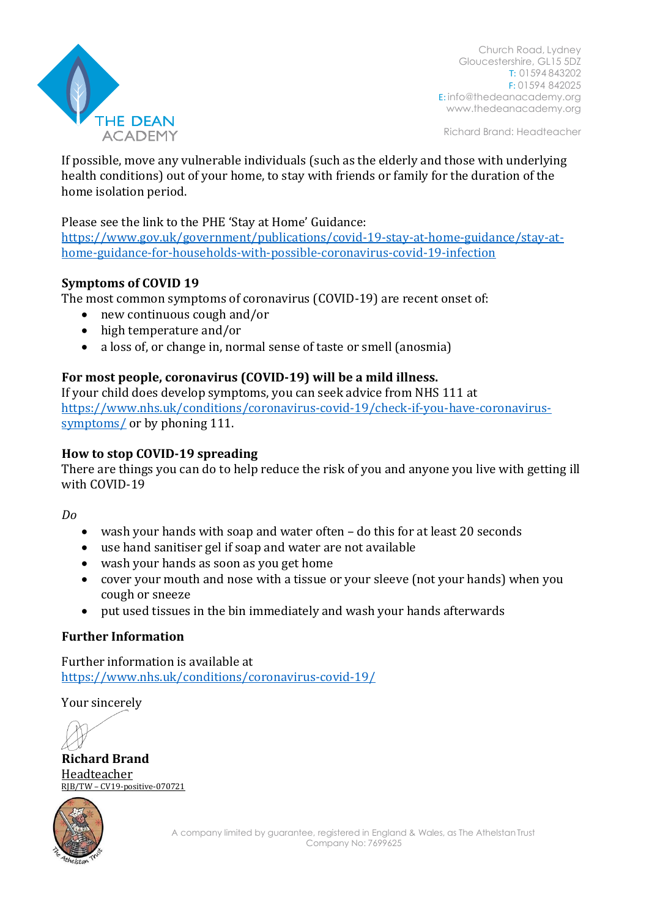If possible, move any vulnerable individuals (such as the elderly and those with underlying health conditions) out of your home, to stay with friends or family for the duration of the home isolation period.

Please see the link to the PHE 'Stay at Home' Guidance:
https://www.gov.uk/government/publications/covid-19-stay-at-home-guidance/stay-at-home-guidance-for-households-with-possible-coronavirus-covid-19-infection

**Symptoms of COVID 19**

The most common symptoms of coronavirus (COVID-19) are recent onset of:

- new continuous cough and/or
- high temperature and/or
- a loss of, or change in, normal sense of taste or smell (anosmia)

**For most people, coronavirus (COVID-19) will be a mild illness.**

If your child does develop symptoms, you can seek advice from NHS 111 at https://www.nhs.uk/conditions/coronavirus-covid-19/check-if-you-have-coronavirus-symptoms/ or by phoning 111.

**How to stop COVID-19 spreading**

There are things you can do to help reduce the risk of you and anyone you live with getting ill with COVID-19

*Do*

- wash your hands with soap and water often – do this for at least 20 seconds
- use hand sanitiser gel if soap and water are not available
- wash your hands as soon as you get home
- cover your mouth and nose with a tissue or your sleeve (not your hands) when you cough or sneeze
- put used tissues in the bin immediately and wash your hands afterwards

**Further Information**

Further information is available at
https://www.nhs.uk/conditions/coronavirus-covid-19/

Your sincerely

**Richard Brand**
Headteacher
RJB/TW – CV19-positive-070721